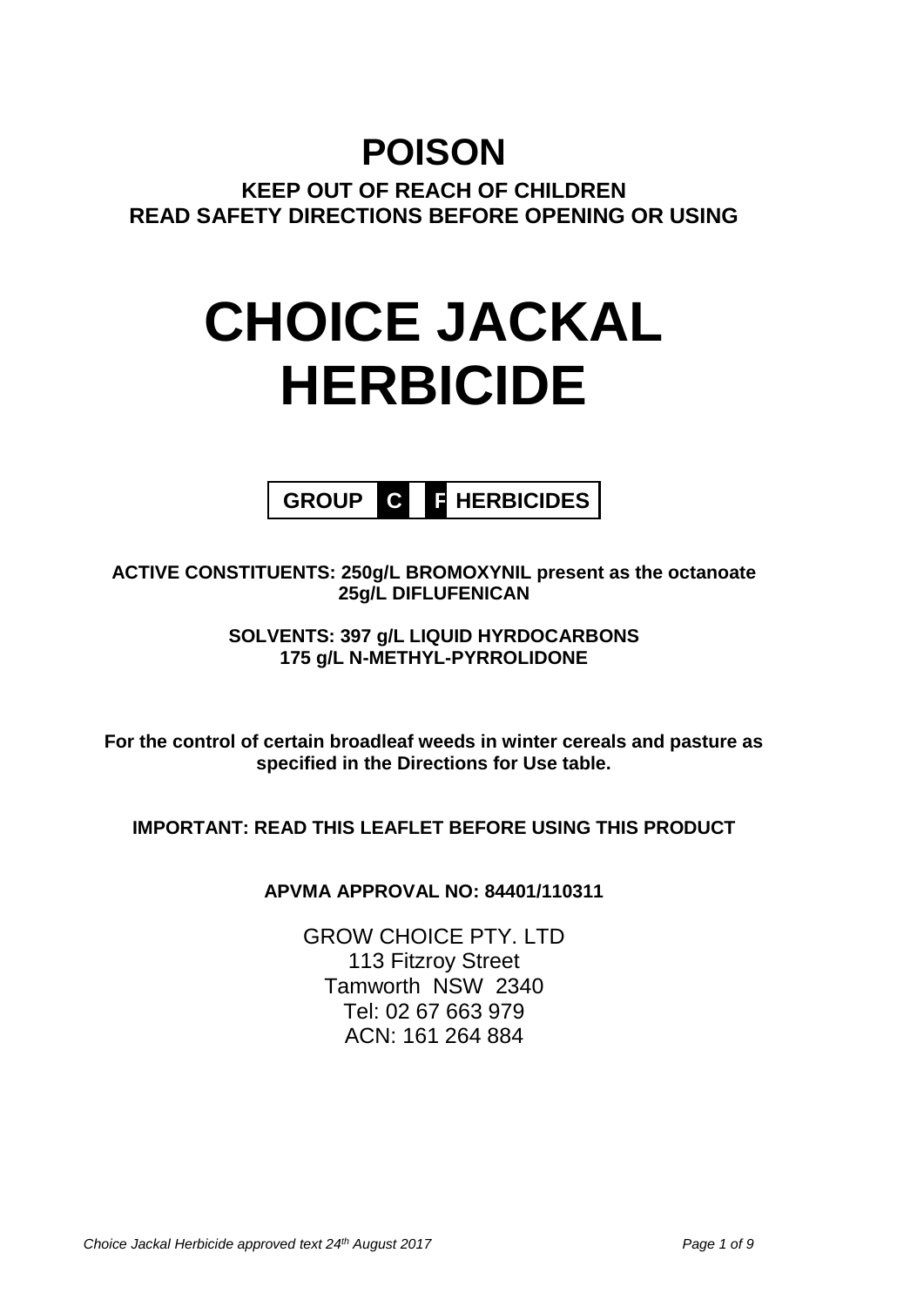# POISON

**KEEP OUT OF REACH OF CHILDREN**
**READ SAFETY DIRECTIONS BEFORE OPENING OR USING**

# CHOICE JACKAL HERBICIDE

**GROUP C F HERBICIDES**

**ACTIVE CONSTITUENTS: 250g/L BROMOXYNIL present as the octanoate**
**25g/L DIFLUFENICAN**

**SOLVENTS: 397 g/L LIQUID HYRDOCARBONS**
**175 g/L N-METHYL-PYRROLIDONE**

**For the control of certain broadleaf weeds in winter cereals and pasture as specified in the Directions for Use table.**

**IMPORTANT: READ THIS LEAFLET BEFORE USING THIS PRODUCT**

**APVMA APPROVAL NO: 84401/110311**

GROW CHOICE PTY. LTD
113 Fitzroy Street
Tamworth NSW 2340
Tel: 02 67 663 979
ACN: 161 264 884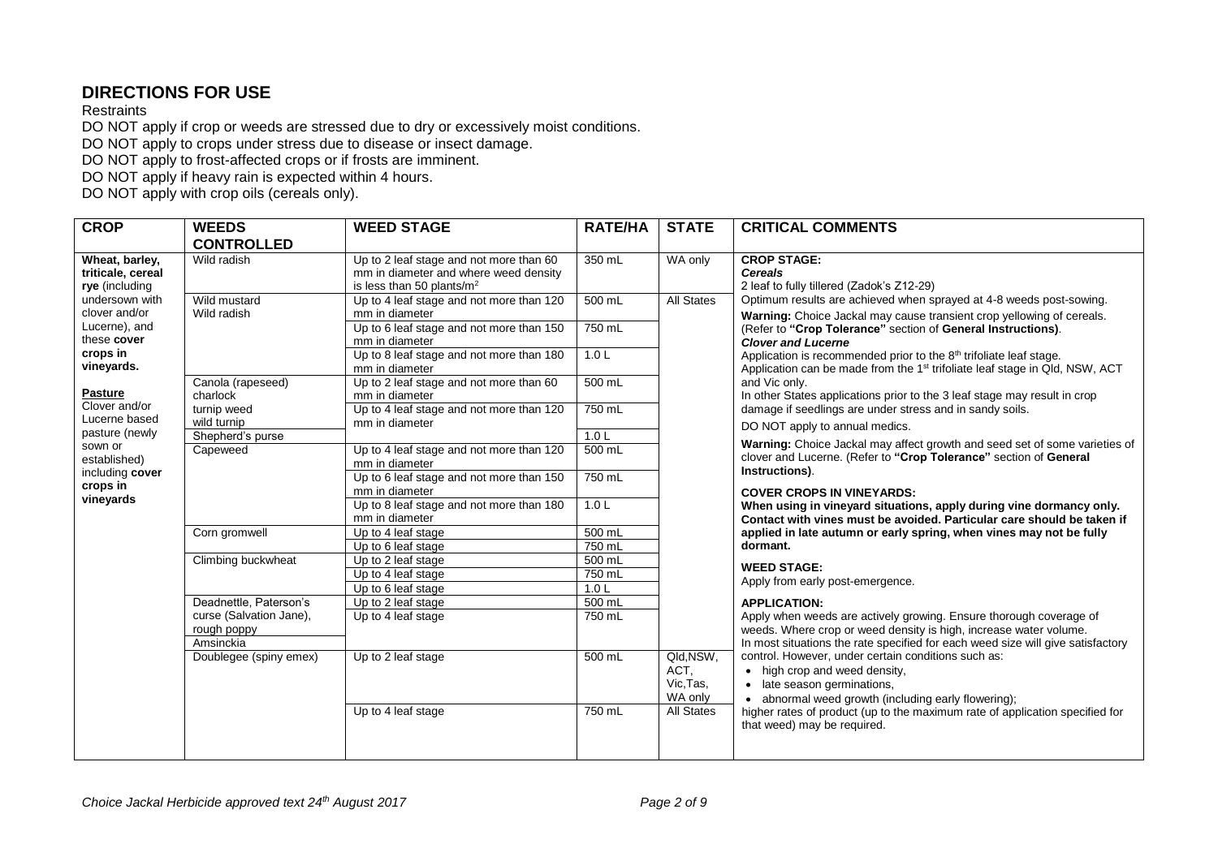## DIRECTIONS FOR USE

Restraints

DO NOT apply if crop or weeds are stressed due to dry or excessively moist conditions.
DO NOT apply to crops under stress due to disease or insect damage.
DO NOT apply to frost-affected crops or if frosts are imminent.
DO NOT apply if heavy rain is expected within 4 hours.
DO NOT apply with crop oils (cereals only).

| CROP | WEEDS CONTROLLED | WEED STAGE | RATE/HA | STATE | CRITICAL COMMENTS |
|---|---|---|---|---|---|
| **Wheat, barley, triticale, cereal rye** (including undersown with clover and/or Lucerne), and these **cover crops in vineyards.**<br><br>**Pasture**<br>Clover and/or Lucerne based pasture (newly sown or established) including **cover crops in vineyards** | Wild radish | Up to 2 leaf stage and not more than 60 mm in diameter and where weed density is less than 50 plants/m$^2$ | 350 mL | WA only | **CROP STAGE:**<br>***Cereals***<br>2 leaf to fully tillered (Zadok's Z12-29)<br>Optimum results are achieved when sprayed at 4-8 weeks post-sowing.<br>**Warning:** Choice Jackal may cause transient crop yellowing of cereals. (Refer to **"Crop Tolerance"** section of **General Instructions)**.<br>***Clover and Lucerne***<br>Application is recommended prior to the 8th trifoliate leaf stage. Application can be made from the 1st trifoliate leaf stage in Qld, NSW, ACT and Vic only.<br>In other States applications prior to the 3 leaf stage may result in crop damage if seedlings are under stress and in sandy soils.<br>DO NOT apply to annual medics.<br>**Warning:** Choice Jackal may affect growth and seed set of some varieties of clover and Lucerne. (Refer to **"Crop Tolerance"** section of **General Instructions)**.<br><br>**COVER CROPS IN VINEYARDS:**<br>**When using in vineyard situations, apply during vine dormancy only. Contact with vines must be avoided. Particular care should be taken if applied in late autumn or early spring, when vines may not be fully dormant.**<br><br>**WEED STAGE:**<br>Apply from early post-emergence.<br><br>**APPLICATION:**<br>Apply when weeds are actively growing. Ensure thorough coverage of weeds. Where crop or weed density is high, increase water volume.<br>In most situations the rate specified for each weed size will give satisfactory control. However, under certain conditions such as:<br>• high crop and weed density,<br>• late season germinations,<br>• abnormal weed growth (including early flowering);<br>higher rates of product (up to the maximum rate of application specified for that weed) may be required. |
| | Wild mustard<br>Wild radish | Up to 4 leaf stage and not more than 120 mm in diameter | 500 mL | All States | |
| | | Up to 6 leaf stage and not more than 150 mm in diameter | 750 mL | | |
| | | Up to 8 leaf stage and not more than 180 mm in diameter | 1.0 L | | |
| | Canola (rapeseed)<br>charlock | Up to 2 leaf stage and not more than 60 mm in diameter | 500 mL | | |
| | turnip weed<br>wild turnip | Up to 4 leaf stage and not more than 120 mm in diameter | 750 mL | | |
| | Shepherd's purse | | 1.0 L | | |
| | Capeweed | Up to 4 leaf stage and not more than 120 mm in diameter | 500 mL | | |
| | | Up to 6 leaf stage and not more than 150 mm in diameter | 750 mL | | |
| | | Up to 8 leaf stage and not more than 180 mm in diameter | 1.0 L | | |
| | Corn gromwell | Up to 4 leaf stage | 500 mL | | |
| | | Up to 6 leaf stage | 750 mL | | |
| | Climbing buckwheat | Up to 2 leaf stage | 500 mL | | |
| | | Up to 4 leaf stage | 750 mL | | |
| | | Up to 6 leaf stage | 1.0 L | | |
| | Deadnettle, Paterson's curse (Salvation Jane), rough poppy<br>Amsinckia | Up to 2 leaf stage | 500 mL | | |
| | | Up to 4 leaf stage | 750 mL | | |
| | Doublegee (spiny emex) | Up to 2 leaf stage | 500 mL | Qld,NSW, ACT, Vic,Tas, WA only | |
| | | Up to 4 leaf stage | 750 mL | All States | |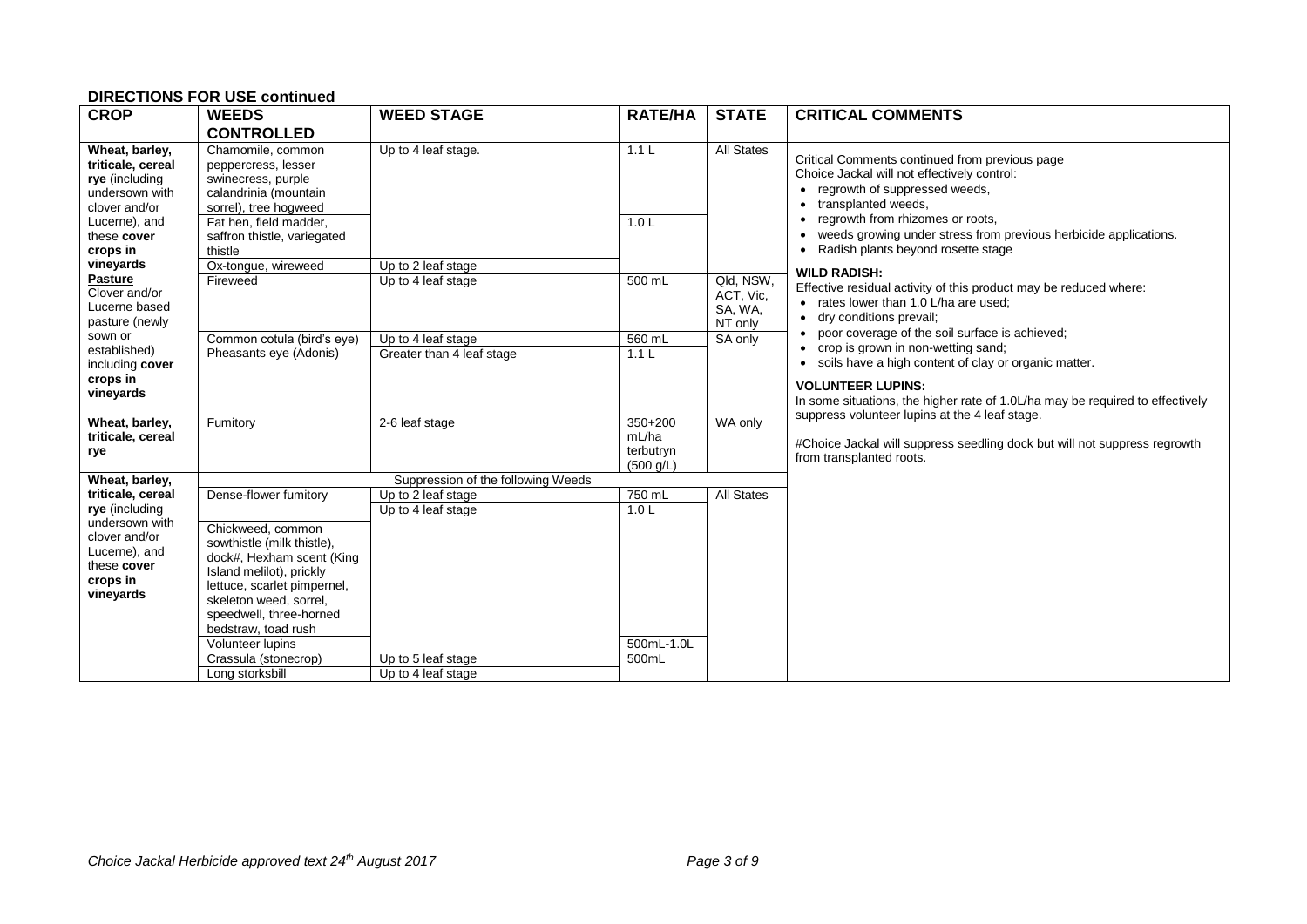## DIRECTIONS FOR USE continued

| CROP | WEEDS CONTROLLED | WEED STAGE | RATE/HA | STATE | CRITICAL COMMENTS |
|---|---|---|---|---|---|
| **Wheat, barley, triticale, cereal rye** (including undersown with clover and/or Lucerne), and these **cover crops in vineyards** **Pasture** Clover and/or Lucerne based pasture (newly sown or established) including **cover crops in vineyards** | Chamomile, common peppercress, lesser swinecress, purple calandrinia (mountain sorrel), tree hogweed | Up to 4 leaf stage. | 1.1 L | All States | Critical Comments continued from previous page<br>Choice Jackal will not effectively control:<br>• regrowth of suppressed weeds,<br>• transplanted weeds,<br>• regrowth from rhizomes or roots,<br>• weeds growing under stress from previous herbicide applications.<br>• Radish plants beyond rosette stage<br><br>**WILD RADISH:**<br>Effective residual activity of this product may be reduced where:<br>• rates lower than 1.0 L/ha are used;<br>• dry conditions prevail;<br>• poor coverage of the soil surface is achieved;<br>• crop is grown in non-wetting sand;<br>• soils have a high content of clay or organic matter.<br><br>**VOLUNTEER LUPINS:**<br>In some situations, the higher rate of 1.0L/ha may be required to effectively suppress volunteer lupins at the 4 leaf stage.<br><br>#Choice Jackal will suppress seedling dock but will not suppress regrowth from transplanted roots. |
| | Fat hen, field madder, saffron thistle, variegated thistle | | 1.0 L | | |
| | Ox-tongue, wireweed | Up to 2 leaf stage | | | |
| | Fireweed | Up to 4 leaf stage | 500 mL | Qld, NSW, ACT, Vic, SA, WA, NT only | |
| | Common cotula (bird's eye) | Up to 4 leaf stage | 560 mL | SA only | |
| | Pheasants eye (Adonis) | Greater than 4 leaf stage | 1.1 L | | |
| **Wheat, barley, triticale, cereal rye** | Fumitory | 2-6 leaf stage | 350+200 mL/ha terbutryn (500 g/L) | WA only | |
| **Wheat, barley, triticale, cereal rye** (including undersown with clover and/or Lucerne), and these **cover crops in vineyards** | Suppression of the following Weeds | | | | |
| | Dense-flower fumitory | Up to 2 leaf stage | 750 mL | All States | |
| | Chickweed, common sowthistle (milk thistle), dock#, Hexham scent (King Island melilot), prickly lettuce, scarlet pimpernel, skeleton weed, sorrel, speedwell, three-horned bedstraw, toad rush | Up to 4 leaf stage | 1.0 L | | |
| | Volunteer lupins | | 500mL-1.0L | | |
| | Crassula (stonecrop) | Up to 5 leaf stage | 500mL | | |
| | Long storksbill | Up to 4 leaf stage | | | |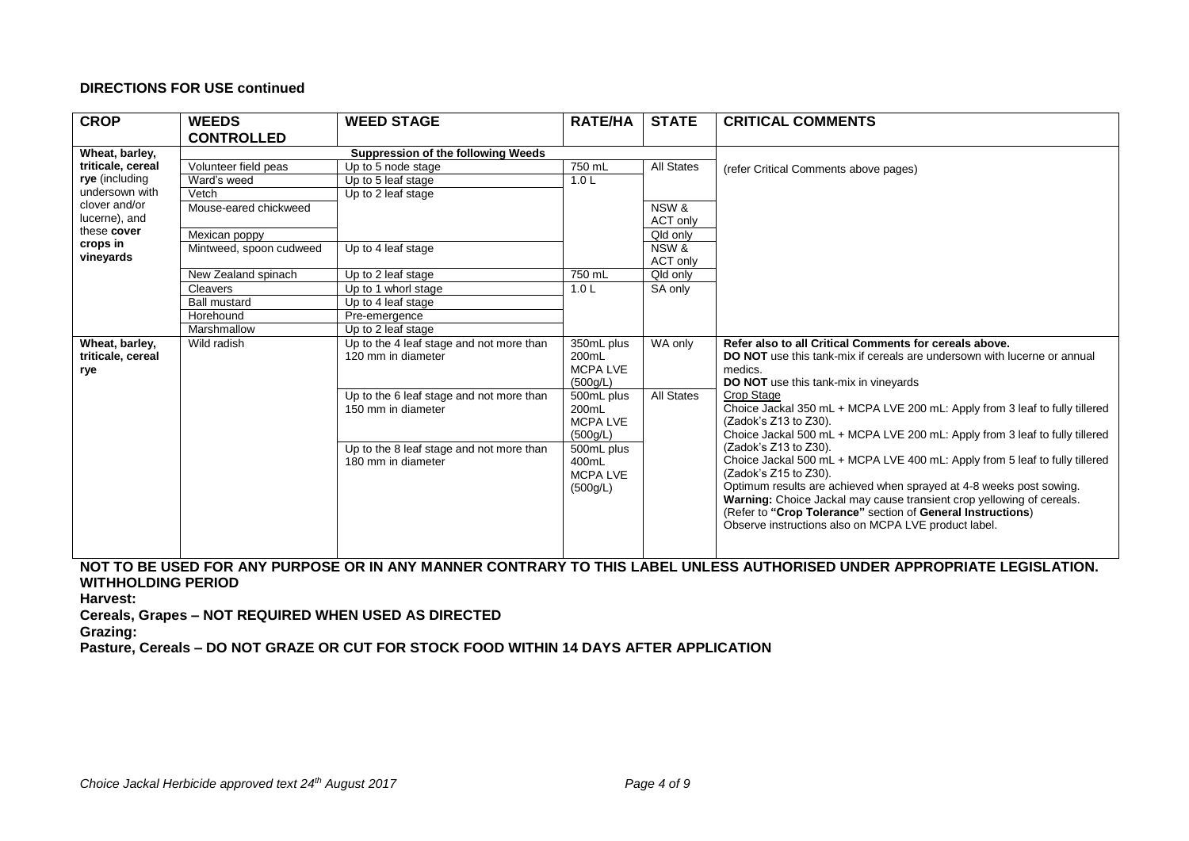**DIRECTIONS FOR USE continued**

| CROP | WEEDS CONTROLLED | WEED STAGE | RATE/HA | STATE | CRITICAL COMMENTS |
|---|---|---|---|---|---|
| **Wheat, barley, triticale, cereal rye** (including undersown with clover and/or lucerne), and these **cover crops in vineyards** | **Suppression of the following Weeds** | | | | (refer Critical Comments above pages) |
| | Volunteer field peas | Up to 5 node stage | 750 mL | All States | |
| | Ward's weed | Up to 5 leaf stage | 1.0 L | | |
| | Vetch | Up to 2 leaf stage | | | |
| | Mouse-eared chickweed | | | NSW & ACT only | |
| | Mexican poppy | | | Qld only | |
| | Mintweed, spoon cudweed | Up to 4 leaf stage | | NSW & ACT only | |
| | New Zealand spinach | Up to 2 leaf stage | 750 mL | Qld only | |
| | Cleavers | Up to 1 whorl stage | 1.0 L | SA only | |
| | Ball mustard | Up to 4 leaf stage | | | |
| | Horehound | Pre-emergence | | | |
| | Marshmallow | Up to 2 leaf stage | | | |
| **Wheat, barley, triticale, cereal rye** | Wild radish | Up to the 4 leaf stage and not more than 120 mm in diameter | 350mL plus 200mL MCPA LVE (500g/L) | WA only | **Refer also to all Critical Comments for cereals above.** **DO NOT** use this tank-mix if cereals are undersown with lucerne or annual medics. **DO NOT** use this tank-mix in vineyards |
| | | Up to the 6 leaf stage and not more than 150 mm in diameter | 500mL plus 200mL MCPA LVE (500g/L) | All States | Crop Stage<br>Choice Jackal 350 mL + MCPA LVE 200 mL: Apply from 3 leaf to fully tillered (Zadok's Z13 to Z30).<br>Choice Jackal 500 mL + MCPA LVE 200 mL: Apply from 3 leaf to fully tillered (Zadok's Z13 to Z30).<br>Choice Jackal 500 mL + MCPA LVE 400 mL: Apply from 5 leaf to fully tillered (Zadok's Z15 to Z30).<br>Optimum results are achieved when sprayed at 4-8 weeks post sowing.<br>**Warning:** Choice Jackal may cause transient crop yellowing of cereals. (Refer to **"Crop Tolerance"** section of **General Instructions**)<br>Observe instructions also on MCPA LVE product label. |
| | | Up to the 8 leaf stage and not more than 180 mm in diameter | 500mL plus 400mL MCPA LVE (500g/L) | | |

**NOT TO BE USED FOR ANY PURPOSE OR IN ANY MANNER CONTRARY TO THIS LABEL UNLESS AUTHORISED UNDER APPROPRIATE LEGISLATION.**

**WITHHOLDING PERIOD**

**Harvest:**

**Cereals, Grapes – NOT REQUIRED WHEN USED AS DIRECTED**

**Grazing:**

**Pasture, Cereals – DO NOT GRAZE OR CUT FOR STOCK FOOD WITHIN 14 DAYS AFTER APPLICATION**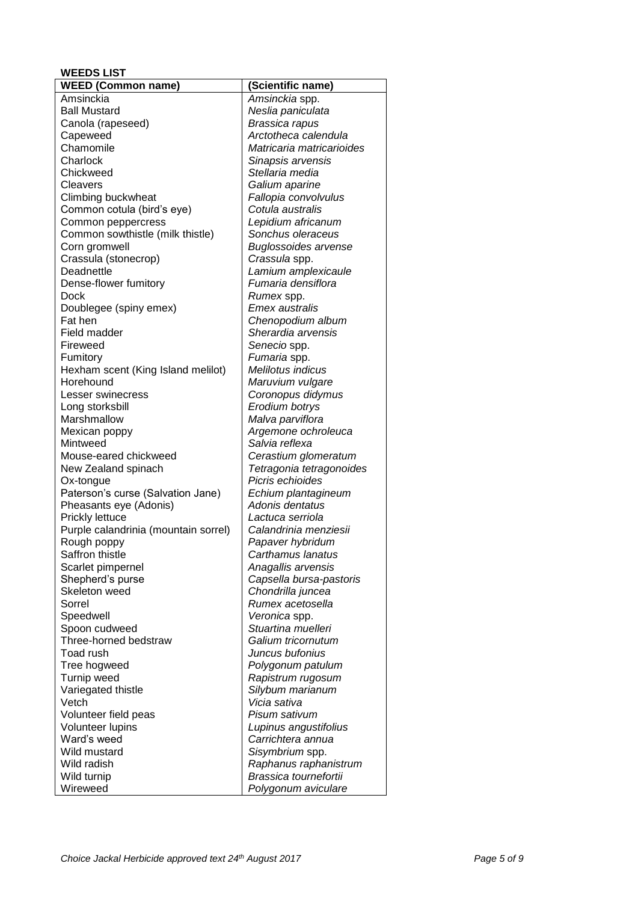**WEEDS LIST**

| WEED (Common name) | (Scientific name) |
|---|---|
| Amsinckia | *Amsinckia* spp. |
| Ball Mustard | *Neslia paniculata* |
| Canola (rapeseed) | *Brassica rapus* |
| Capeweed | *Arctotheca calendula* |
| Chamomile | *Matricaria matricarioides* |
| Charlock | *Sinapsis arvensis* |
| Chickweed | *Stellaria media* |
| Cleavers | *Galium aparine* |
| Climbing buckwheat | *Fallopia convolvulus* |
| Common cotula (bird's eye) | *Cotula australis* |
| Common peppercress | *Lepidium africanum* |
| Common sowthistle (milk thistle) | *Sonchus oleraceus* |
| Corn gromwell | *Buglossoides arvense* |
| Crassula (stonecrop) | *Crassula* spp. |
| Deadnettle | *Lamium amplexicaule* |
| Dense-flower fumitory | *Fumaria densiflora* |
| Dock | *Rumex* spp. |
| Doublegee (spiny emex) | *Emex australis* |
| Fat hen | *Chenopodium album* |
| Field madder | *Sherardia arvensis* |
| Fireweed | *Senecio* spp. |
| Fumitory | *Fumaria* spp. |
| Hexham scent (King Island melilot) | *Melilotus indicus* |
| Horehound | *Maruvium vulgare* |
| Lesser swinecress | *Coronopus didymus* |
| Long storksbill | *Erodium botrys* |
| Marshmallow | *Malva parviflora* |
| Mexican poppy | *Argemone ochroleuca* |
| Mintweed | *Salvia reflexa* |
| Mouse-eared chickweed | *Cerastium glomeratum* |
| New Zealand spinach | *Tetragonia tetragonoides* |
| Ox-tongue | *Picris echioides* |
| Paterson's curse (Salvation Jane) | *Echium plantagineum* |
| Pheasants eye (Adonis) | *Adonis dentatus* |
| Prickly lettuce | *Lactuca serriola* |
| Purple calandrinia (mountain sorrel) | *Calandrinia menziesii* |
| Rough poppy | *Papaver hybridum* |
| Saffron thistle | *Carthamus lanatus* |
| Scarlet pimpernel | *Anagallis arvensis* |
| Shepherd's purse | *Capsella bursa-pastoris* |
| Skeleton weed | *Chondrilla juncea* |
| Sorrel | *Rumex acetosella* |
| Speedwell | *Veronica* spp. |
| Spoon cudweed | *Stuartina muelleri* |
| Three-horned bedstraw | *Galium tricornutum* |
| Toad rush | *Juncus bufonius* |
| Tree hogweed | *Polygonum patulum* |
| Turnip weed | *Rapistrum rugosum* |
| Variegated thistle | *Silybum marianum* |
| Vetch | *Vicia sativa* |
| Volunteer field peas | *Pisum sativum* |
| Volunteer lupins | *Lupinus angustifolius* |
| Ward's weed | *Carrichtera annua* |
| Wild mustard | *Sisymbrium* spp. |
| Wild radish | *Raphanus raphanistrum* |
| Wild turnip | *Brassica tournefortii* |
| Wireweed | *Polygonum aviculare* |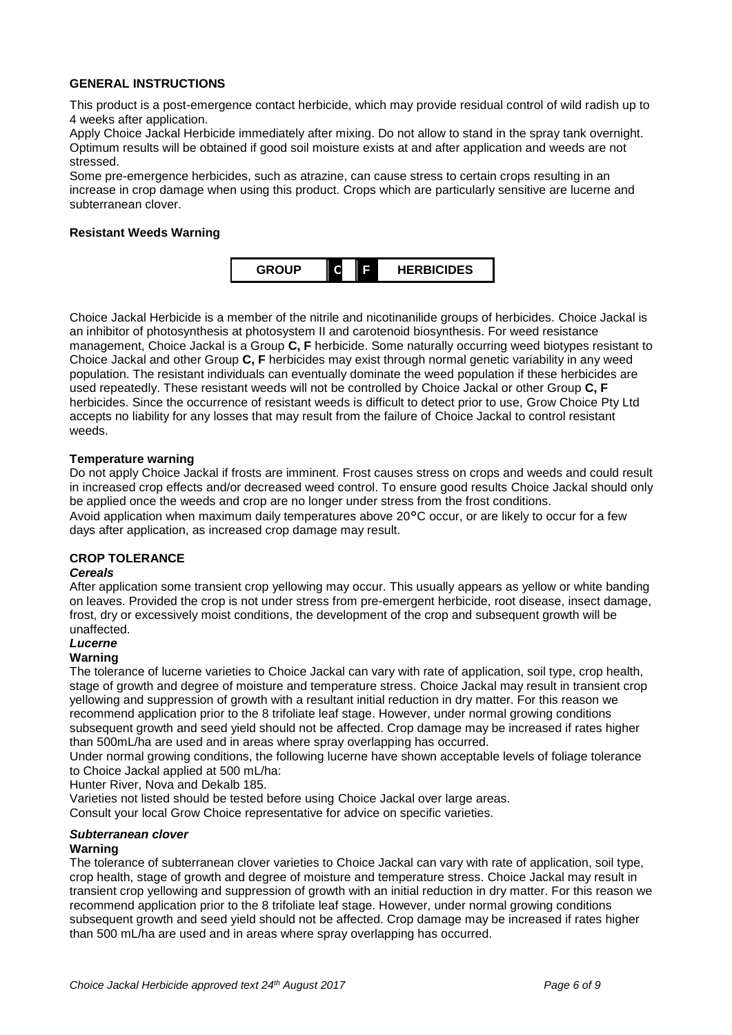## GENERAL INSTRUCTIONS

This product is a post-emergence contact herbicide, which may provide residual control of wild radish up to 4 weeks after application.

Apply Choice Jackal Herbicide immediately after mixing. Do not allow to stand in the spray tank overnight. Optimum results will be obtained if good soil moisture exists at and after application and weeds are not stressed.

Some pre-emergence herbicides, such as atrazine, can cause stress to certain crops resulting in an increase in crop damage when using this product. Crops which are particularly sensitive are lucerne and subterranean clover.

### Resistant Weeds Warning

| GROUP | C | F | HERBICIDES |
|---|---|---|---|

Choice Jackal Herbicide is a member of the nitrile and nicotinanilide groups of herbicides. Choice Jackal is an inhibitor of photosynthesis at photosystem II and carotenoid biosynthesis. For weed resistance management, Choice Jackal is a Group **C, F** herbicide. Some naturally occurring weed biotypes resistant to Choice Jackal and other Group **C, F** herbicides may exist through normal genetic variability in any weed population. The resistant individuals can eventually dominate the weed population if these herbicides are used repeatedly. These resistant weeds will not be controlled by Choice Jackal or other Group **C, F** herbicides. Since the occurrence of resistant weeds is difficult to detect prior to use, Grow Choice Pty Ltd accepts no liability for any losses that may result from the failure of Choice Jackal to control resistant weeds.

### Temperature warning

Do not apply Choice Jackal if frosts are imminent. Frost causes stress on crops and weeds and could result in increased crop effects and/or decreased weed control. To ensure good results Choice Jackal should only be applied once the weeds and crop are no longer under stress from the frost conditions.

Avoid application when maximum daily temperatures above 20°C occur, or are likely to occur for a few days after application, as increased crop damage may result.

## CROP TOLERANCE

### *Cereals*

After application some transient crop yellowing may occur. This usually appears as yellow or white banding on leaves. Provided the crop is not under stress from pre-emergent herbicide, root disease, insect damage, frost, dry or excessively moist conditions, the development of the crop and subsequent growth will be unaffected.

### *Lucerne*

**Warning**

The tolerance of lucerne varieties to Choice Jackal can vary with rate of application, soil type, crop health, stage of growth and degree of moisture and temperature stress. Choice Jackal may result in transient crop yellowing and suppression of growth with a resultant initial reduction in dry matter. For this reason we recommend application prior to the 8 trifoliate leaf stage. However, under normal growing conditions subsequent growth and seed yield should not be affected. Crop damage may be increased if rates higher than 500mL/ha are used and in areas where spray overlapping has occurred.

Under normal growing conditions, the following lucerne have shown acceptable levels of foliage tolerance to Choice Jackal applied at 500 mL/ha:

Hunter River, Nova and Dekalb 185.

Varieties not listed should be tested before using Choice Jackal over large areas.

Consult your local Grow Choice representative for advice on specific varieties.

### *Subterranean clover*

**Warning**

The tolerance of subterranean clover varieties to Choice Jackal can vary with rate of application, soil type, crop health, stage of growth and degree of moisture and temperature stress. Choice Jackal may result in transient crop yellowing and suppression of growth with an initial reduction in dry matter. For this reason we recommend application prior to the 8 trifoliate leaf stage. However, under normal growing conditions subsequent growth and seed yield should not be affected. Crop damage may be increased if rates higher than 500 mL/ha are used and in areas where spray overlapping has occurred.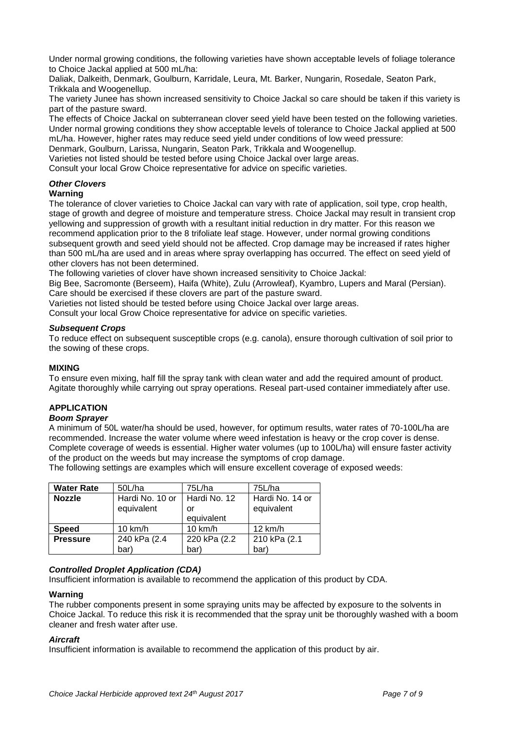Under normal growing conditions, the following varieties have shown acceptable levels of foliage tolerance to Choice Jackal applied at 500 mL/ha:

Daliak, Dalkeith, Denmark, Goulburn, Karridale, Leura, Mt. Barker, Nungarin, Rosedale, Seaton Park, Trikkala and Woogenellup.

The variety Junee has shown increased sensitivity to Choice Jackal so care should be taken if this variety is part of the pasture sward.

The effects of Choice Jackal on subterranean clover seed yield have been tested on the following varieties. Under normal growing conditions they show acceptable levels of tolerance to Choice Jackal applied at 500 mL/ha. However, higher rates may reduce seed yield under conditions of low weed pressure:

Denmark, Goulburn, Larissa, Nungarin, Seaton Park, Trikkala and Woogenellup.

Varieties not listed should be tested before using Choice Jackal over large areas.

Consult your local Grow Choice representative for advice on specific varieties.

### *Other Clovers*

**Warning**

The tolerance of clover varieties to Choice Jackal can vary with rate of application, soil type, crop health, stage of growth and degree of moisture and temperature stress. Choice Jackal may result in transient crop yellowing and suppression of growth with a resultant initial reduction in dry matter. For this reason we recommend application prior to the 8 trifoliate leaf stage. However, under normal growing conditions subsequent growth and seed yield should not be affected. Crop damage may be increased if rates higher than 500 mL/ha are used and in areas where spray overlapping has occurred. The effect on seed yield of other clovers has not been determined.

The following varieties of clover have shown increased sensitivity to Choice Jackal:

Big Bee, Sacromonte (Berseem), Haifa (White), Zulu (Arrowleaf), Kyambro, Lupers and Maral (Persian).

Care should be exercised if these clovers are part of the pasture sward.

Varieties not listed should be tested before using Choice Jackal over large areas.

Consult your local Grow Choice representative for advice on specific varieties.

### *Subsequent Crops*

To reduce effect on subsequent susceptible crops (e.g. canola), ensure thorough cultivation of soil prior to the sowing of these crops.

## MIXING

To ensure even mixing, half fill the spray tank with clean water and add the required amount of product. Agitate thoroughly while carrying out spray operations. Reseal part-used container immediately after use.

## APPLICATION

### *Boom Sprayer*

A minimum of 50L water/ha should be used, however, for optimum results, water rates of 70-100L/ha are recommended. Increase the water volume where weed infestation is heavy or the crop cover is dense. Complete coverage of weeds is essential. Higher water volumes (up to 100L/ha) will ensure faster activity of the product on the weeds but may increase the symptoms of crop damage.

The following settings are examples which will ensure excellent coverage of exposed weeds:

| **Water Rate** | 50L/ha | 75L/ha | 75L/ha |
|---|---|---|---|
| **Nozzle** | Hardi No. 10 or equivalent | Hardi No. 12 or equivalent | Hardi No. 14 or equivalent |
| **Speed** | 10 km/h | 10 km/h | 12 km/h |
| **Pressure** | 240 kPa (2.4 bar) | 220 kPa (2.2 bar) | 210 kPa (2.1 bar) |

### *Controlled Droplet Application (CDA)*

Insufficient information is available to recommend the application of this product by CDA.

**Warning**

The rubber components present in some spraying units may be affected by exposure to the solvents in Choice Jackal. To reduce this risk it is recommended that the spray unit be thoroughly washed with a boom cleaner and fresh water after use.

### *Aircraft*

Insufficient information is available to recommend the application of this product by air.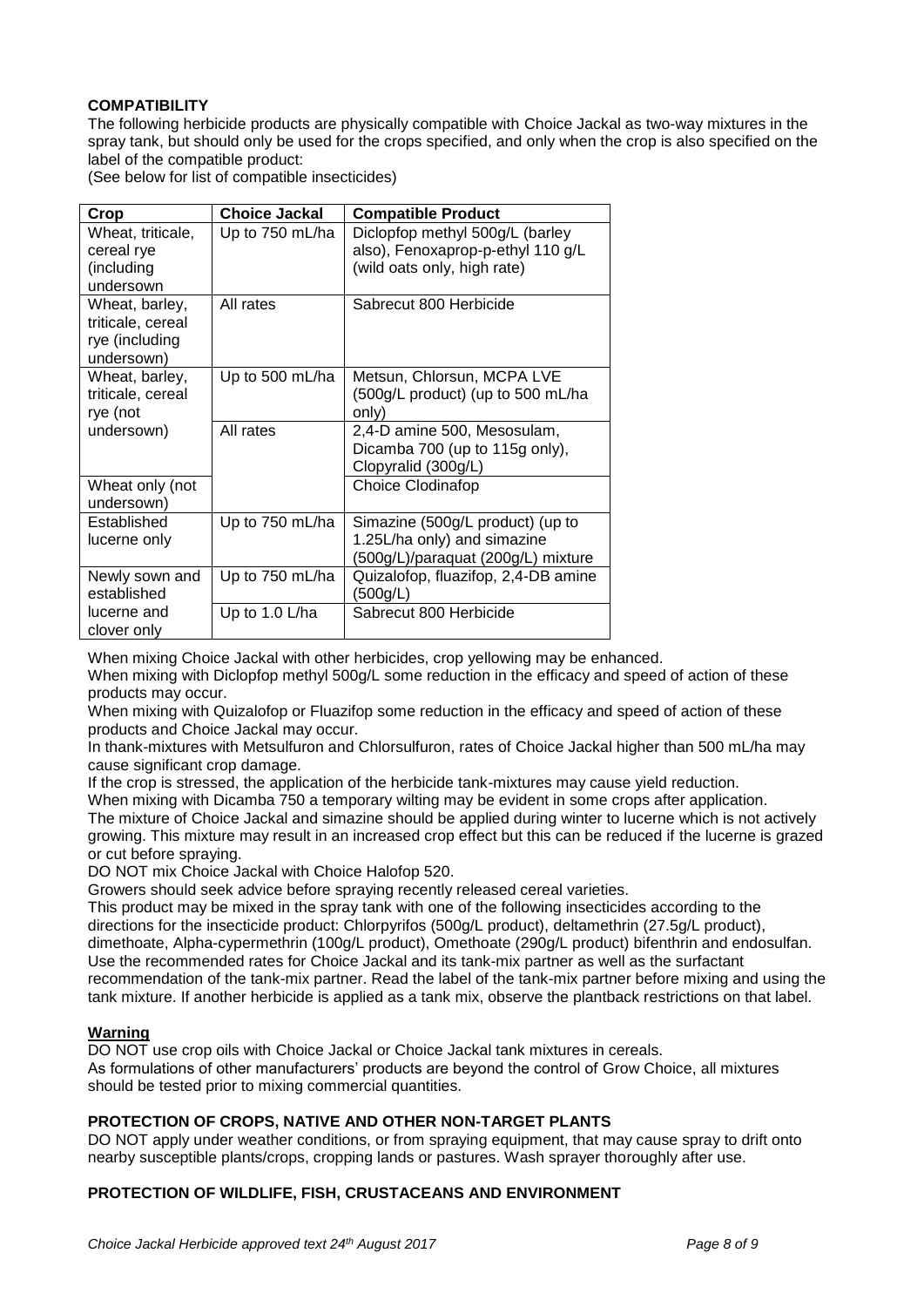**COMPATIBILITY**

The following herbicide products are physically compatible with Choice Jackal as two-way mixtures in the spray tank, but should only be used for the crops specified, and only when the crop is also specified on the label of the compatible product:

(See below for list of compatible insecticides)

| Crop | Choice Jackal | Compatible Product |
|---|---|---|
| Wheat, triticale, cereal rye (including undersown | Up to 750 mL/ha | Diclopfop methyl 500g/L (barley also), Fenoxaprop-p-ethyl 110 g/L (wild oats only, high rate) |
| Wheat, barley, triticale, cereal rye (including undersown) | All rates | Sabrecut 800 Herbicide |
| Wheat, barley, triticale, cereal rye (not undersown) | Up to 500 mL/ha | Metsun, Chlorsun, MCPA LVE (500g/L product) (up to 500 mL/ha only) |
| | All rates | 2,4-D amine 500, Mesosulam, Dicamba 700 (up to 115g only), Clopyralid (300g/L) |
| Wheat only (not undersown) | | Choice Clodinafop |
| Established lucerne only | Up to 750 mL/ha | Simazine (500g/L product) (up to 1.25L/ha only) and simazine (500g/L)/paraquat (200g/L) mixture |
| Newly sown and established lucerne and clover only | Up to 750 mL/ha | Quizalofop, fluazifop, 2,4-DB amine (500g/L) |
| | Up to 1.0 L/ha | Sabrecut 800 Herbicide |

When mixing Choice Jackal with other herbicides, crop yellowing may be enhanced.
When mixing with Diclopfop methyl 500g/L some reduction in the efficacy and speed of action of these products may occur.
When mixing with Quizalofop or Fluazifop some reduction in the efficacy and speed of action of these products and Choice Jackal may occur.
In thank-mixtures with Metsulfuron and Chlorsulfuron, rates of Choice Jackal higher than 500 mL/ha may cause significant crop damage.
If the crop is stressed, the application of the herbicide tank-mixtures may cause yield reduction.
When mixing with Dicamba 750 a temporary wilting may be evident in some crops after application.
The mixture of Choice Jackal and simazine should be applied during winter to lucerne which is not actively growing. This mixture may result in an increased crop effect but this can be reduced if the lucerne is grazed or cut before spraying.
DO NOT mix Choice Jackal with Choice Halofop 520.
Growers should seek advice before spraying recently released cereal varieties.
This product may be mixed in the spray tank with one of the following insecticides according to the directions for the insecticide product: Chlorpyrifos (500g/L product), deltamethrin (27.5g/L product), dimethoate, Alpha-cypermethrin (100g/L product), Omethoate (290g/L product) bifenthrin and endosulfan. Use the recommended rates for Choice Jackal and its tank-mix partner as well as the surfactant recommendation of the tank-mix partner. Read the label of the tank-mix partner before mixing and using the tank mixture. If another herbicide is applied as a tank mix, observe the plantback restrictions on that label.

**Warning**

DO NOT use crop oils with Choice Jackal or Choice Jackal tank mixtures in cereals.
As formulations of other manufacturers' products are beyond the control of Grow Choice, all mixtures should be tested prior to mixing commercial quantities.

**PROTECTION OF CROPS, NATIVE AND OTHER NON-TARGET PLANTS**

DO NOT apply under weather conditions, or from spraying equipment, that may cause spray to drift onto nearby susceptible plants/crops, cropping lands or pastures. Wash sprayer thoroughly after use.

**PROTECTION OF WILDLIFE, FISH, CRUSTACEANS AND ENVIRONMENT**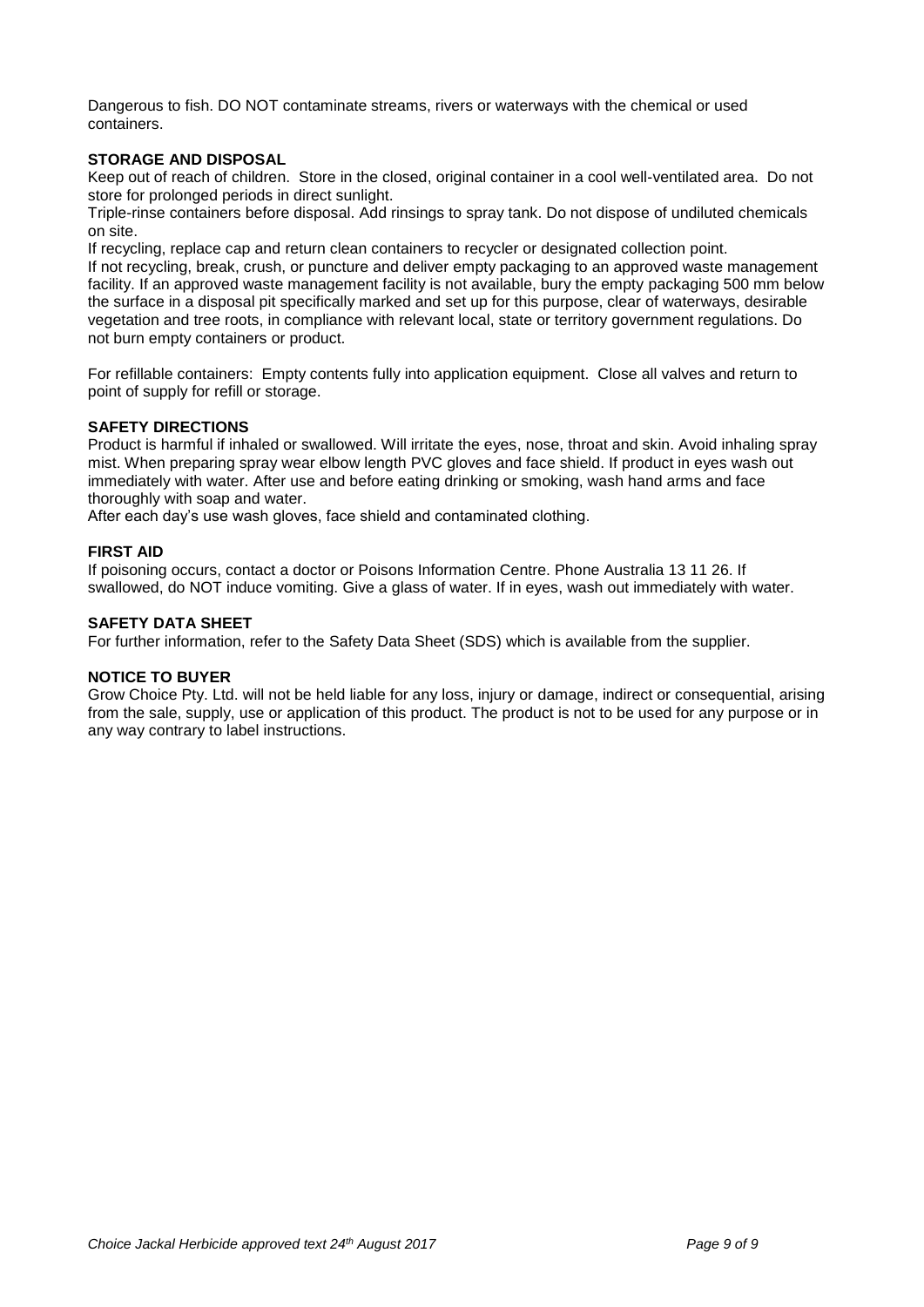Dangerous to fish. DO NOT contaminate streams, rivers or waterways with the chemical or used containers.

**STORAGE AND DISPOSAL**

Keep out of reach of children. Store in the closed, original container in a cool well-ventilated area. Do not store for prolonged periods in direct sunlight.

Triple-rinse containers before disposal. Add rinsings to spray tank. Do not dispose of undiluted chemicals on site.

If recycling, replace cap and return clean containers to recycler or designated collection point.

If not recycling, break, crush, or puncture and deliver empty packaging to an approved waste management facility. If an approved waste management facility is not available, bury the empty packaging 500 mm below the surface in a disposal pit specifically marked and set up for this purpose, clear of waterways, desirable vegetation and tree roots, in compliance with relevant local, state or territory government regulations. Do not burn empty containers or product.

For refillable containers: Empty contents fully into application equipment. Close all valves and return to point of supply for refill or storage.

**SAFETY DIRECTIONS**

Product is harmful if inhaled or swallowed. Will irritate the eyes, nose, throat and skin. Avoid inhaling spray mist. When preparing spray wear elbow length PVC gloves and face shield. If product in eyes wash out immediately with water. After use and before eating drinking or smoking, wash hand arms and face thoroughly with soap and water.

After each day's use wash gloves, face shield and contaminated clothing.

**FIRST AID**

If poisoning occurs, contact a doctor or Poisons Information Centre. Phone Australia 13 11 26. If swallowed, do NOT induce vomiting. Give a glass of water. If in eyes, wash out immediately with water.

**SAFETY DATA SHEET**

For further information, refer to the Safety Data Sheet (SDS) which is available from the supplier.

**NOTICE TO BUYER**

Grow Choice Pty. Ltd. will not be held liable for any loss, injury or damage, indirect or consequential, arising from the sale, supply, use or application of this product. The product is not to be used for any purpose or in any way contrary to label instructions.